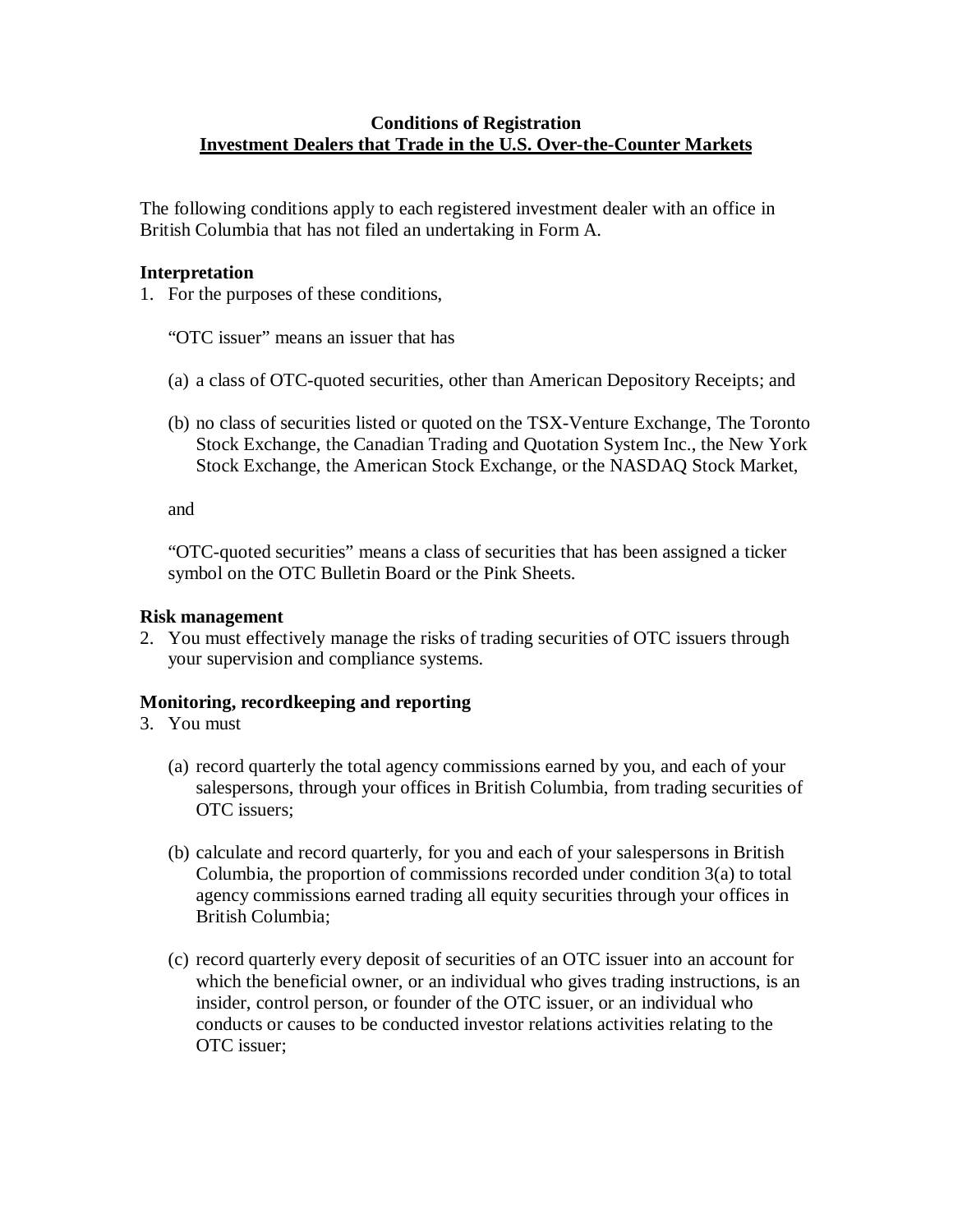**Conditions of Registration**

**Investment Dealers that Trade in the U.S. Over-the-Counter Markets**

The following conditions apply to each registered investment dealer with an office in British Columbia that has not filed an undertaking in Form A.

**Interpretation**

1. For the purposes of these conditions,

   "OTC issuer" means an issuer that has

   (a) a class of OTC-quoted securities, other than American Depository Receipts; and

   (b) no class of securities listed or quoted on the TSX-Venture Exchange, The Toronto Stock Exchange, the Canadian Trading and Quotation System Inc., the New York Stock Exchange, the American Stock Exchange, or the NASDAQ Stock Market,

   and

   "OTC-quoted securities" means a class of securities that has been assigned a ticker symbol on the OTC Bulletin Board or the Pink Sheets.

**Risk management**

2. You must effectively manage the risks of trading securities of OTC issuers through your supervision and compliance systems.

**Monitoring, recordkeeping and reporting**

3. You must

   (a) record quarterly the total agency commissions earned by you, and each of your salespersons, through your offices in British Columbia, from trading securities of OTC issuers;

   (b) calculate and record quarterly, for you and each of your salespersons in British Columbia, the proportion of commissions recorded under condition 3(a) to total agency commissions earned trading all equity securities through your offices in British Columbia;

   (c) record quarterly every deposit of securities of an OTC issuer into an account for which the beneficial owner, or an individual who gives trading instructions, is an insider, control person, or founder of the OTC issuer, or an individual who conducts or causes to be conducted investor relations activities relating to the OTC issuer;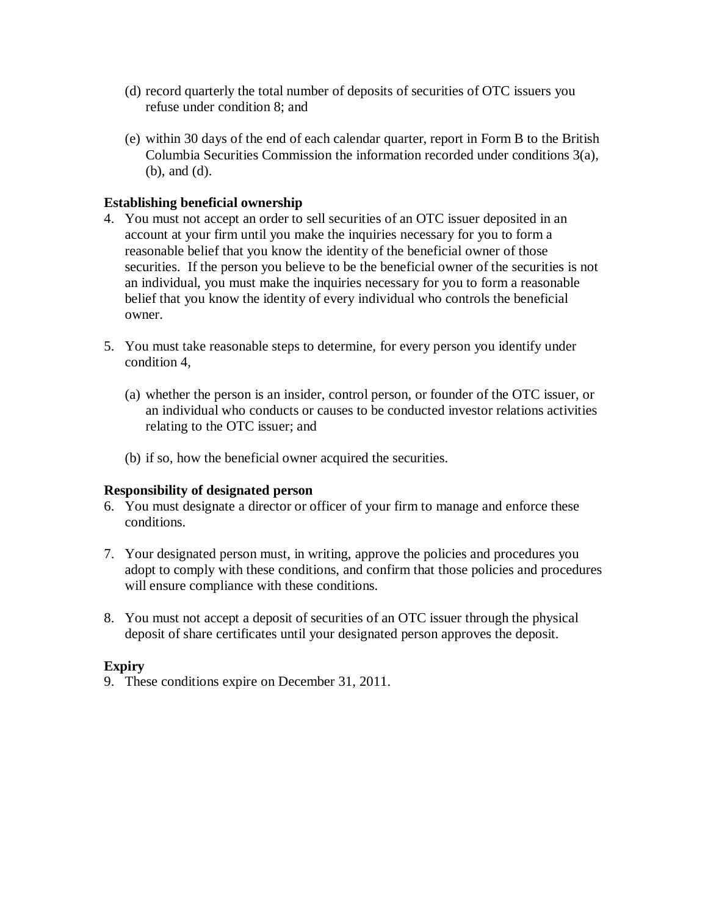(d) record quarterly the total number of deposits of securities of OTC issuers you refuse under condition 8; and

(e) within 30 days of the end of each calendar quarter, report in Form B to the British Columbia Securities Commission the information recorded under conditions 3(a), (b), and (d).

**Establishing beneficial ownership**

4. You must not accept an order to sell securities of an OTC issuer deposited in an account at your firm until you make the inquiries necessary for you to form a reasonable belief that you know the identity of the beneficial owner of those securities. If the person you believe to be the beneficial owner of the securities is not an individual, you must make the inquiries necessary for you to form a reasonable belief that you know the identity of every individual who controls the beneficial owner.

5. You must take reasonable steps to determine, for every person you identify under condition 4,

   (a) whether the person is an insider, control person, or founder of the OTC issuer, or an individual who conducts or causes to be conducted investor relations activities relating to the OTC issuer; and

   (b) if so, how the beneficial owner acquired the securities.

**Responsibility of designated person**

6. You must designate a director or officer of your firm to manage and enforce these conditions.

7. Your designated person must, in writing, approve the policies and procedures you adopt to comply with these conditions, and confirm that those policies and procedures will ensure compliance with these conditions.

8. You must not accept a deposit of securities of an OTC issuer through the physical deposit of share certificates until your designated person approves the deposit.

**Expiry**

9. These conditions expire on December 31, 2011.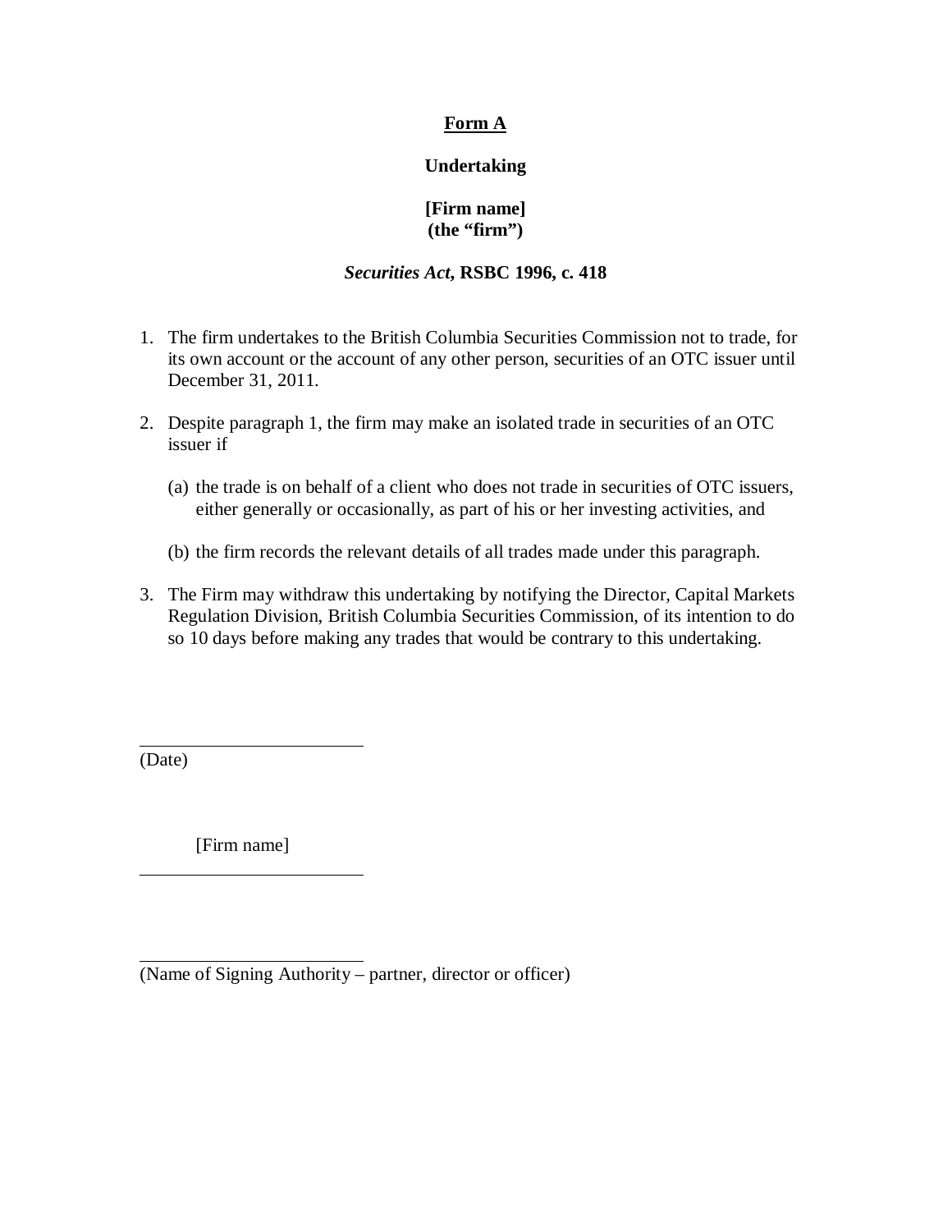**Form A**

**Undertaking**

**[Firm name]**
**(the "firm")**

***Securities Act*, RSBC 1996, c. 418**

1. The firm undertakes to the British Columbia Securities Commission not to trade, for its own account or the account of any other person, securities of an OTC issuer until December 31, 2011.

2. Despite paragraph 1, the firm may make an isolated trade in securities of an OTC issuer if

   (a) the trade is on behalf of a client who does not trade in securities of OTC issuers, either generally or occasionally, as part of his or her investing activities, and

   (b) the firm records the relevant details of all trades made under this paragraph.

3. The Firm may withdraw this undertaking by notifying the Director, Capital Markets Regulation Division, British Columbia Securities Commission, of its intention to do so 10 days before making any trades that would be contrary to this undertaking.

\_\_\_\_\_\_\_\_\_\_\_\_\_\_\_\_\_\_\_\_\_\_\_\_\_
(Date)

[Firm name]
\_\_\_\_\_\_\_\_\_\_\_\_\_\_\_\_\_\_\_\_\_\_\_\_\_

\_\_\_\_\_\_\_\_\_\_\_\_\_\_\_\_\_\_\_\_\_\_\_\_\_
(Name of Signing Authority – partner, director or officer)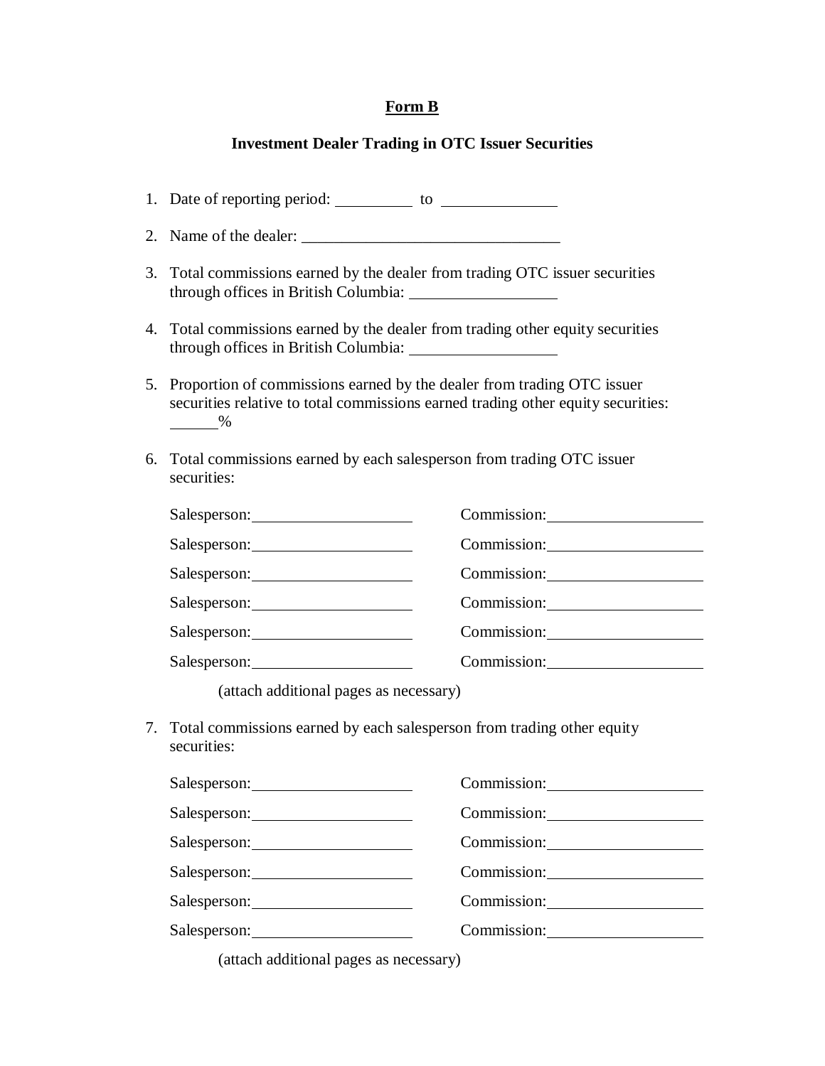**Form B**

**Investment Dealer Trading in OTC Issuer Securities**

1. Date of reporting period: __________ to ______________

2. Name of the dealer: ________________________________

3. Total commissions earned by the dealer from trading OTC issuer securities through offices in British Columbia: __________________

4. Total commissions earned by the dealer from trading other equity securities through offices in British Columbia: __________________

5. Proportion of commissions earned by the dealer from trading OTC issuer securities relative to total commissions earned trading other equity securities: ______%

6. Total commissions earned by each salesperson from trading OTC issuer securities:

   Salesperson: ____________________ Commission: ____________________

   Salesperson: ____________________ Commission: ____________________

   Salesperson: ____________________ Commission: ____________________

   Salesperson: ____________________ Commission: ____________________

   Salesperson: ____________________ Commission: ____________________

   Salesperson: ____________________ Commission: ____________________

   (attach additional pages as necessary)

7. Total commissions earned by each salesperson from trading other equity securities:

   Salesperson: ____________________ Commission: ____________________

   Salesperson: ____________________ Commission: ____________________

   Salesperson: ____________________ Commission: ____________________

   Salesperson: ____________________ Commission: ____________________

   Salesperson: ____________________ Commission: ____________________

   Salesperson: ____________________ Commission: ____________________

   (attach additional pages as necessary)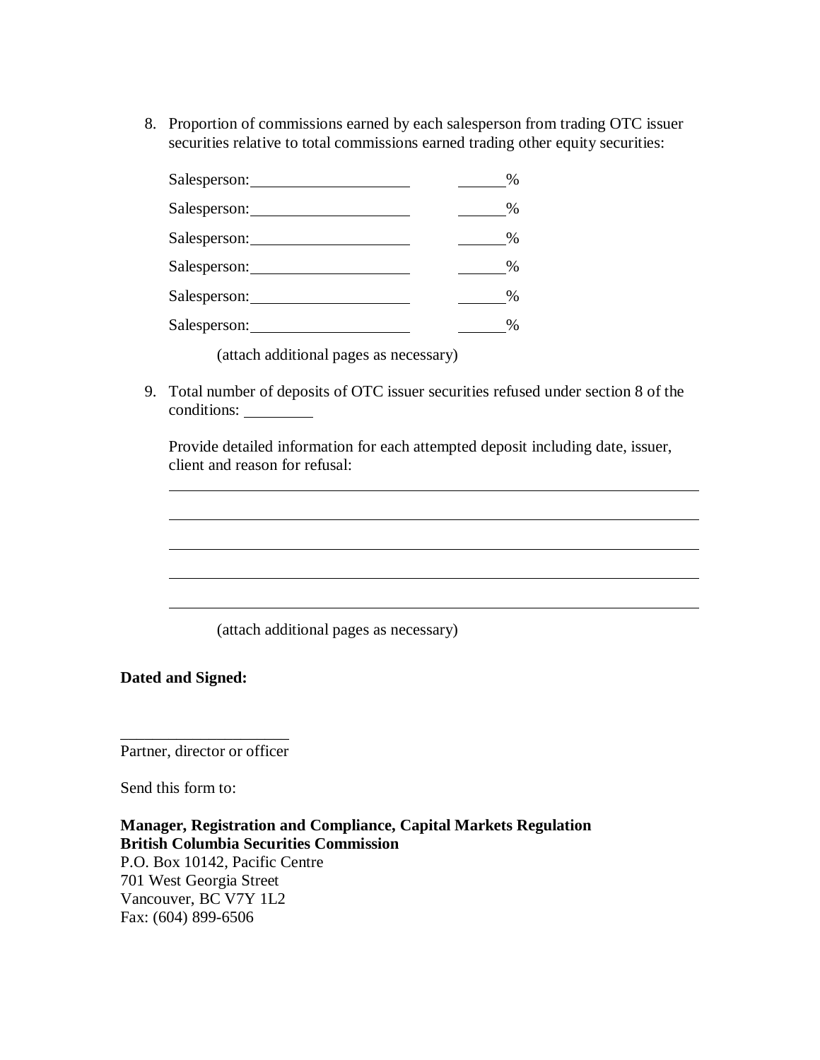8. Proportion of commissions earned by each salesperson from trading OTC issuer securities relative to total commissions earned trading other equity securities:

   Salesperson: ____________________ ______%

   Salesperson: ____________________ ______%

   Salesperson: ____________________ ______%

   Salesperson: ____________________ ______%

   Salesperson: ____________________ ______%

   Salesperson: ____________________ ______%

   (attach additional pages as necessary)

9. Total number of deposits of OTC issuer securities refused under section 8 of the conditions: _________

   Provide detailed information for each attempted deposit including date, issuer, client and reason for refusal:

   ______________________________________________________________________

   ______________________________________________________________________

   ______________________________________________________________________

   ______________________________________________________________________

   ______________________________________________________________________

   (attach additional pages as necessary)

**Dated and Signed:**

_____________________
Partner, director or officer

Send this form to:

**Manager, Registration and Compliance, Capital Markets Regulation**
**British Columbia Securities Commission**
P.O. Box 10142, Pacific Centre
701 West Georgia Street
Vancouver, BC V7Y 1L2
Fax: (604) 899-6506